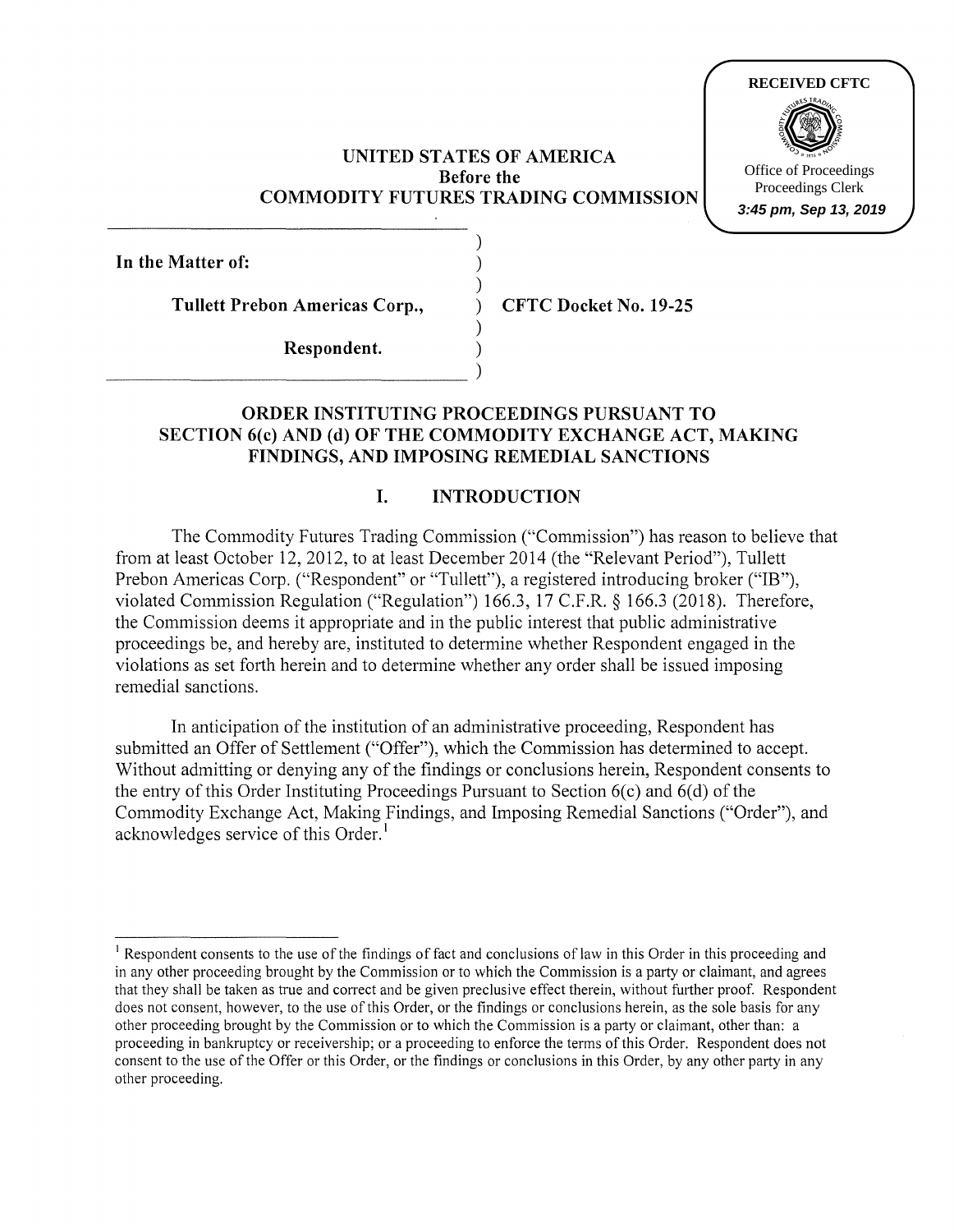RECEIVED CFTC

Office of Proceedings
Proceedings Clerk
*3:45 pm, Sep 13, 2019*

**UNITED STATES OF AMERICA**
**Before the**
**COMMODITY FUTURES TRADING COMMISSION**

| | |
|---|---|
| **In the Matter of:** | |
| **Tullett Prebon Americas Corp.,** | **CFTC Docket No. 19-25** |
| **Respondent.** | |

## ORDER INSTITUTING PROCEEDINGS PURSUANT TO SECTION 6(c) AND (d) OF THE COMMODITY EXCHANGE ACT, MAKING FINDINGS, AND IMPOSING REMEDIAL SANCTIONS

## I. INTRODUCTION

The Commodity Futures Trading Commission ("Commission") has reason to believe that from at least October 12, 2012, to at least December 2014 (the "Relevant Period"), Tullett Prebon Americas Corp. ("Respondent" or "Tullett"), a registered introducing broker ("IB"), violated Commission Regulation ("Regulation") 166.3, 17 C.F.R. § 166.3 (2018). Therefore, the Commission deems it appropriate and in the public interest that public administrative proceedings be, and hereby are, instituted to determine whether Respondent engaged in the violations as set forth herein and to determine whether any order shall be issued imposing remedial sanctions.

In anticipation of the institution of an administrative proceeding, Respondent has submitted an Offer of Settlement ("Offer"), which the Commission has determined to accept. Without admitting or denying any of the findings or conclusions herein, Respondent consents to the entry of this Order Instituting Proceedings Pursuant to Section 6(c) and 6(d) of the Commodity Exchange Act, Making Findings, and Imposing Remedial Sanctions ("Order"), and acknowledges service of this Order.[1]

---

[1] Respondent consents to the use of the findings of fact and conclusions of law in this Order in this proceeding and in any other proceeding brought by the Commission or to which the Commission is a party or claimant, and agrees that they shall be taken as true and correct and be given preclusive effect therein, without further proof. Respondent does not consent, however, to the use of this Order, or the findings or conclusions herein, as the sole basis for any other proceeding brought by the Commission or to which the Commission is a party or claimant, other than: a proceeding in bankruptcy or receivership; or a proceeding to enforce the terms of this Order. Respondent does not consent to the use of the Offer or this Order, or the findings or conclusions in this Order, by any other party in any other proceeding.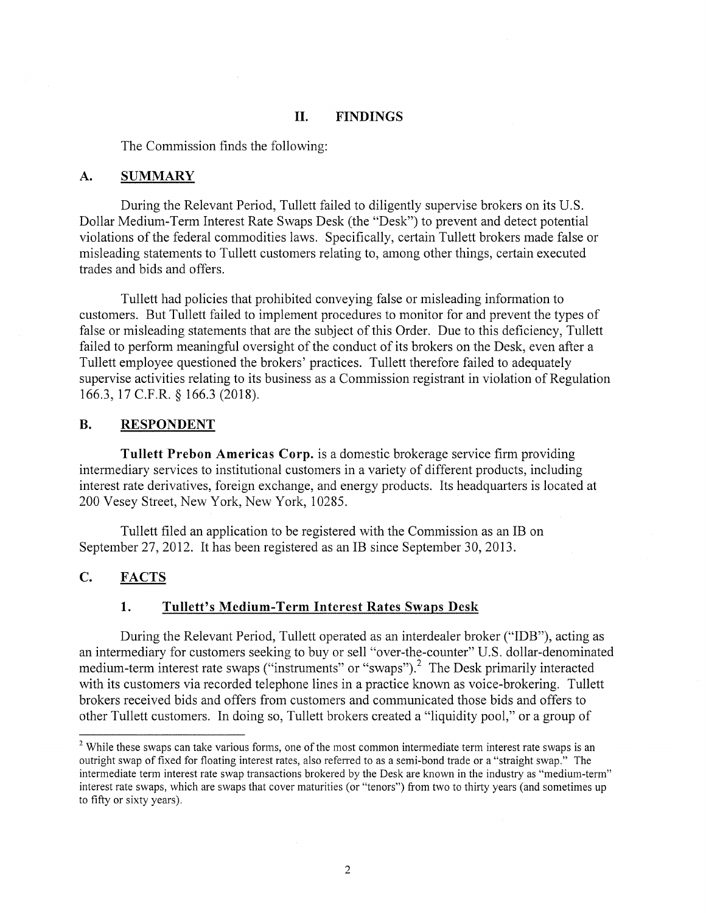## II. FINDINGS

The Commission finds the following:

### A. SUMMARY

During the Relevant Period, Tullett failed to diligently supervise brokers on its U.S. Dollar Medium-Term Interest Rate Swaps Desk (the "Desk") to prevent and detect potential violations of the federal commodities laws. Specifically, certain Tullett brokers made false or misleading statements to Tullett customers relating to, among other things, certain executed trades and bids and offers.

Tullett had policies that prohibited conveying false or misleading information to customers. But Tullett failed to implement procedures to monitor for and prevent the types of false or misleading statements that are the subject of this Order. Due to this deficiency, Tullett failed to perform meaningful oversight of the conduct of its brokers on the Desk, even after a Tullett employee questioned the brokers' practices. Tullett therefore failed to adequately supervise activities relating to its business as a Commission registrant in violation of Regulation 166.3, 17 C.F.R. § 166.3 (2018).

### B. RESPONDENT

**Tullett Prebon Americas Corp.** is a domestic brokerage service firm providing intermediary services to institutional customers in a variety of different products, including interest rate derivatives, foreign exchange, and energy products. Its headquarters is located at 200 Vesey Street, New York, New York, 10285.

Tullett filed an application to be registered with the Commission as an IB on September 27, 2012. It has been registered as an IB since September 30, 2013.

### C. FACTS

#### 1. Tullett's Medium-Term Interest Rates Swaps Desk

During the Relevant Period, Tullett operated as an interdealer broker ("IDB"), acting as an intermediary for customers seeking to buy or sell "over-the-counter" U.S. dollar-denominated medium-term interest rate swaps ("instruments" or "swaps").[2] The Desk primarily interacted with its customers via recorded telephone lines in a practice known as voice-brokering. Tullett brokers received bids and offers from customers and communicated those bids and offers to other Tullett customers. In doing so, Tullett brokers created a "liquidity pool," or a group of

---

[2] While these swaps can take various forms, one of the most common intermediate term interest rate swaps is an outright swap of fixed for floating interest rates, also referred to as a semi-bond trade or a "straight swap." The intermediate term interest rate swap transactions brokered by the Desk are known in the industry as "medium-term" interest rate swaps, which are swaps that cover maturities (or "tenors") from two to thirty years (and sometimes up to fifty or sixty years).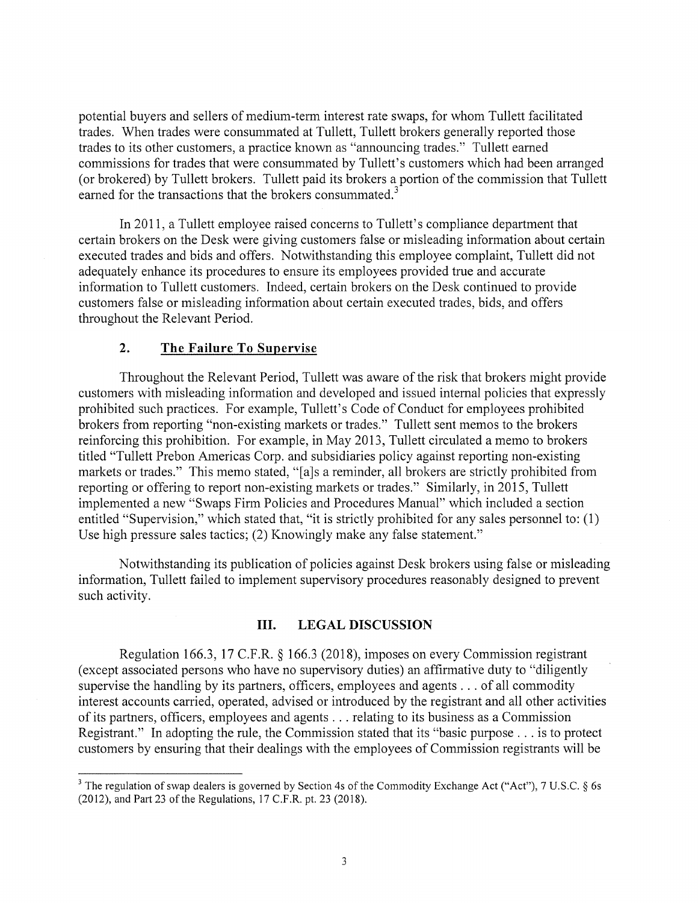potential buyers and sellers of medium-term interest rate swaps, for whom Tullett facilitated trades. When trades were consummated at Tullett, Tullett brokers generally reported those trades to its other customers, a practice known as "announcing trades." Tullett earned commissions for trades that were consummated by Tullett's customers which had been arranged (or brokered) by Tullett brokers. Tullett paid its brokers a portion of the commission that Tullett earned for the transactions that the brokers consummated.[3]

In 2011, a Tullett employee raised concerns to Tullett's compliance department that certain brokers on the Desk were giving customers false or misleading information about certain executed trades and bids and offers. Notwithstanding this employee complaint, Tullett did not adequately enhance its procedures to ensure its employees provided true and accurate information to Tullett customers. Indeed, certain brokers on the Desk continued to provide customers false or misleading information about certain executed trades, bids, and offers throughout the Relevant Period.

### 2. The Failure To Supervise

Throughout the Relevant Period, Tullett was aware of the risk that brokers might provide customers with misleading information and developed and issued internal policies that expressly prohibited such practices. For example, Tullett's Code of Conduct for employees prohibited brokers from reporting "non-existing markets or trades." Tullett sent memos to the brokers reinforcing this prohibition. For example, in May 2013, Tullett circulated a memo to brokers titled "Tullett Prebon Americas Corp. and subsidiaries policy against reporting non-existing markets or trades." This memo stated, "[a]s a reminder, all brokers are strictly prohibited from reporting or offering to report non-existing markets or trades." Similarly, in 2015, Tullett implemented a new "Swaps Firm Policies and Procedures Manual" which included a section entitled "Supervision," which stated that, "it is strictly prohibited for any sales personnel to: (1) Use high pressure sales tactics; (2) Knowingly make any false statement."

Notwithstanding its publication of policies against Desk brokers using false or misleading information, Tullett failed to implement supervisory procedures reasonably designed to prevent such activity.

## III. LEGAL DISCUSSION

Regulation 166.3, 17 C.F.R. § 166.3 (2018), imposes on every Commission registrant (except associated persons who have no supervisory duties) an affirmative duty to "diligently supervise the handling by its partners, officers, employees and agents . . . of all commodity interest accounts carried, operated, advised or introduced by the registrant and all other activities of its partners, officers, employees and agents . . . relating to its business as a Commission Registrant." In adopting the rule, the Commission stated that its "basic purpose . . . is to protect customers by ensuring that their dealings with the employees of Commission registrants will be

---

[3] The regulation of swap dealers is governed by Section 4s of the Commodity Exchange Act ("Act"), 7 U.S.C. § 6s (2012), and Part 23 of the Regulations, 17 C.F.R. pt. 23 (2018).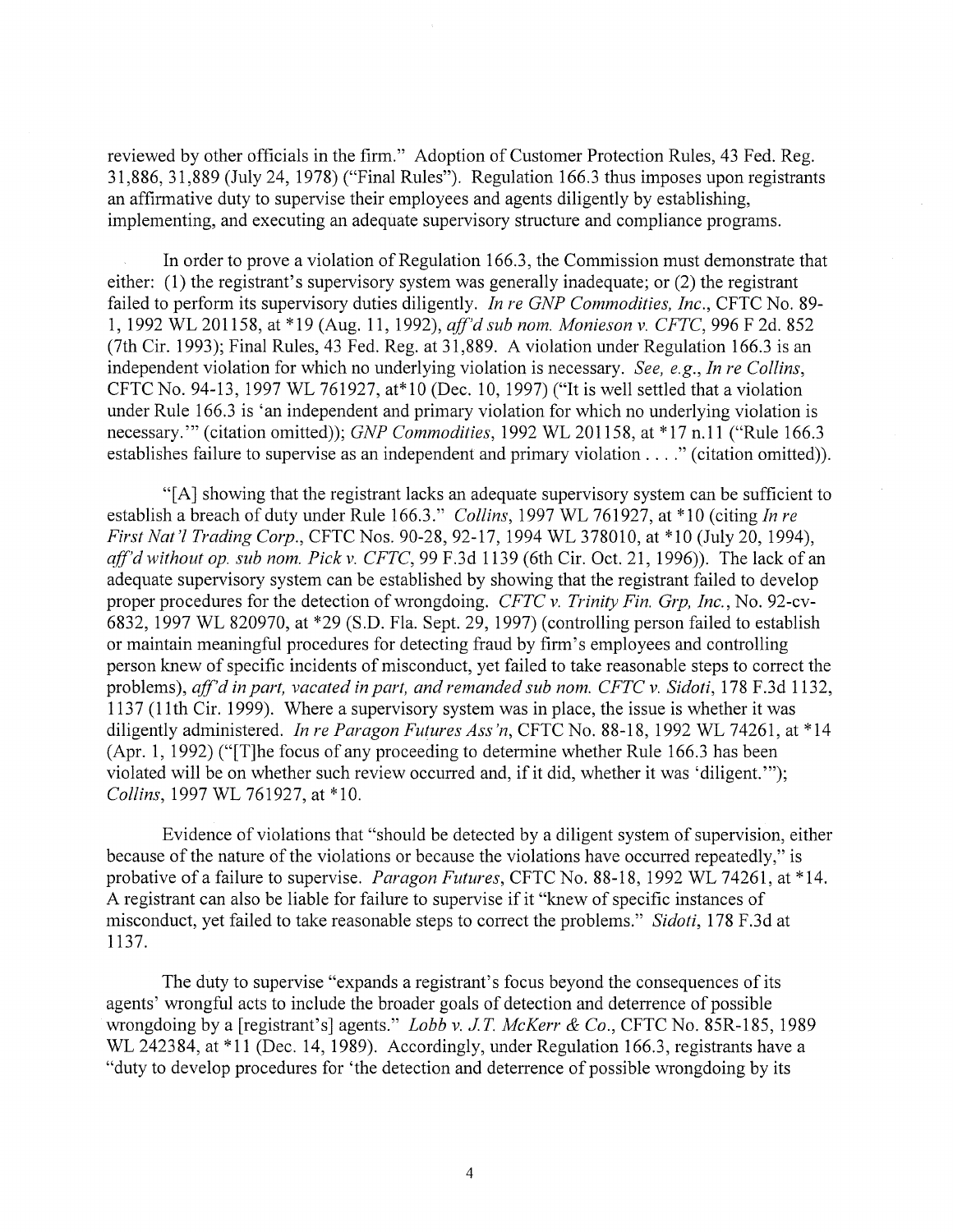reviewed by other officials in the firm." Adoption of Customer Protection Rules, 43 Fed. Reg. 31,886, 31,889 (July 24, 1978) ("Final Rules"). Regulation 166.3 thus imposes upon registrants an affirmative duty to supervise their employees and agents diligently by establishing, implementing, and executing an adequate supervisory structure and compliance programs.

In order to prove a violation of Regulation 166.3, the Commission must demonstrate that either: (1) the registrant's supervisory system was generally inadequate; or (2) the registrant failed to perform its supervisory duties diligently. *In re GNP Commodities, Inc.*, CFTC No. 89-1, 1992 WL 201158, at *19 (Aug. 11, 1992), *aff'd sub nom. Monieson v. CFTC*, 996 F 2d. 852 (7th Cir. 1993); Final Rules, 43 Fed. Reg. at 31,889. A violation under Regulation 166.3 is an independent violation for which no underlying violation is necessary. *See, e.g., In re Collins*, CFTC No. 94-13, 1997 WL 761927, at*10 (Dec. 10, 1997) ("It is well settled that a violation under Rule 166.3 is 'an independent and primary violation for which no underlying violation is necessary.'" (citation omitted)); *GNP Commodities*, 1992 WL 201158, at *17 n.11 ("Rule 166.3 establishes failure to supervise as an independent and primary violation . . . ." (citation omitted)).

"[A] showing that the registrant lacks an adequate supervisory system can be sufficient to establish a breach of duty under Rule 166.3." *Collins*, 1997 WL 761927, at *10 (citing *In re First Nat'l Trading Corp.*, CFTC Nos. 90-28, 92-17, 1994 WL 378010, at *10 (July 20, 1994), *aff'd without op. sub nom. Pick v. CFTC*, 99 F.3d 1139 (6th Cir. Oct. 21, 1996)). The lack of an adequate supervisory system can be established by showing that the registrant failed to develop proper procedures for the detection of wrongdoing. *CFTC v. Trinity Fin. Grp, Inc.*, No. 92-cv-6832, 1997 WL 820970, at *29 (S.D. Fla. Sept. 29, 1997) (controlling person failed to establish or maintain meaningful procedures for detecting fraud by firm's employees and controlling person knew of specific incidents of misconduct, yet failed to take reasonable steps to correct the problems), *aff'd in part, vacated in part, and remanded sub nom. CFTC v. Sidoti*, 178 F.3d 1132, 1137 (11th Cir. 1999). Where a supervisory system was in place, the issue is whether it was diligently administered. *In re Paragon Futures Ass'n*, CFTC No. 88-18, 1992 WL 74261, at *14 (Apr. 1, 1992) ("[T]he focus of any proceeding to determine whether Rule 166.3 has been violated will be on whether such review occurred and, if it did, whether it was 'diligent.'"); *Collins*, 1997 WL 761927, at *10.

Evidence of violations that "should be detected by a diligent system of supervision, either because of the nature of the violations or because the violations have occurred repeatedly," is probative of a failure to supervise. *Paragon Futures*, CFTC No. 88-18, 1992 WL 74261, at *14. A registrant can also be liable for failure to supervise if it "knew of specific instances of misconduct, yet failed to take reasonable steps to correct the problems." *Sidoti*, 178 F.3d at 1137.

The duty to supervise "expands a registrant's focus beyond the consequences of its agents' wrongful acts to include the broader goals of detection and deterrence of possible wrongdoing by a [registrant's] agents." *Lobb v. J.T. McKerr & Co.*, CFTC No. 85R-185, 1989 WL 242384, at *11 (Dec. 14, 1989). Accordingly, under Regulation 166.3, registrants have a "duty to develop procedures for 'the detection and deterrence of possible wrongdoing by its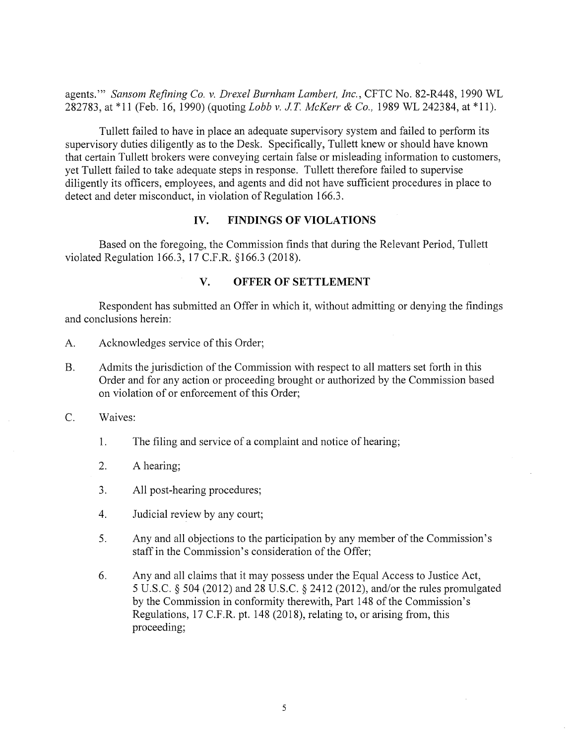agents.'" *Sansom Refining Co. v. Drexel Burnham Lambert, Inc.*, CFTC No. 82-R448, 1990 WL 282783, at *11 (Feb. 16, 1990) (quoting *Lobb v. J.T. McKerr & Co.*, 1989 WL 242384, at *11).

Tullett failed to have in place an adequate supervisory system and failed to perform its supervisory duties diligently as to the Desk. Specifically, Tullett knew or should have known that certain Tullett brokers were conveying certain false or misleading information to customers, yet Tullett failed to take adequate steps in response. Tullett therefore failed to supervise diligently its officers, employees, and agents and did not have sufficient procedures in place to detect and deter misconduct, in violation of Regulation 166.3.

## IV. FINDINGS OF VIOLATIONS

Based on the foregoing, the Commission finds that during the Relevant Period, Tullett violated Regulation 166.3, 17 C.F.R. §166.3 (2018).

## V. OFFER OF SETTLEMENT

Respondent has submitted an Offer in which it, without admitting or denying the findings and conclusions herein:

A. Acknowledges service of this Order;

B. Admits the jurisdiction of the Commission with respect to all matters set forth in this Order and for any action or proceeding brought or authorized by the Commission based on violation of or enforcement of this Order;

C. Waives:

   1. The filing and service of a complaint and notice of hearing;

   2. A hearing;

   3. All post-hearing procedures;

   4. Judicial review by any court;

   5. Any and all objections to the participation by any member of the Commission's staff in the Commission's consideration of the Offer;

   6. Any and all claims that it may possess under the Equal Access to Justice Act, 5 U.S.C. § 504 (2012) and 28 U.S.C. § 2412 (2012), and/or the rules promulgated by the Commission in conformity therewith, Part 148 of the Commission's Regulations, 17 C.F.R. pt. 148 (2018), relating to, or arising from, this proceeding;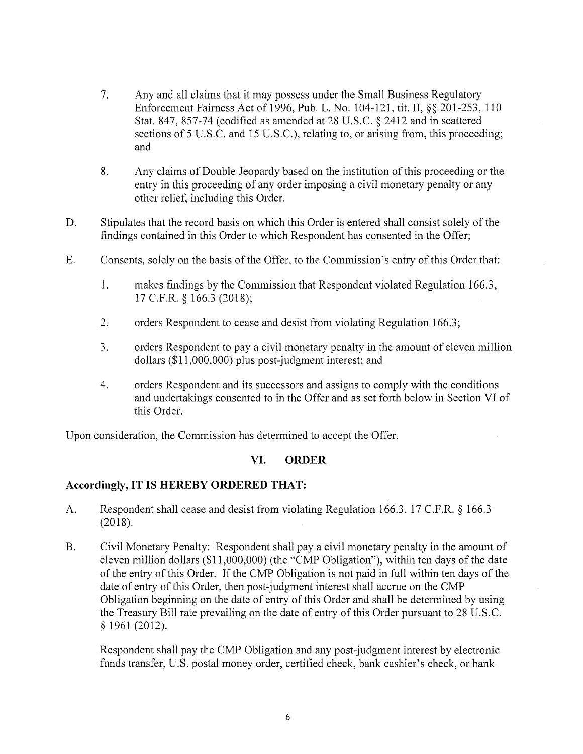7. Any and all claims that it may possess under the Small Business Regulatory Enforcement Fairness Act of 1996, Pub. L. No. 104-121, tit. II, §§ 201-253, 110 Stat. 847, 857-74 (codified as amended at 28 U.S.C. § 2412 and in scattered sections of 5 U.S.C. and 15 U.S.C.), relating to, or arising from, this proceeding; and

8. Any claims of Double Jeopardy based on the institution of this proceeding or the entry in this proceeding of any order imposing a civil monetary penalty or any other relief, including this Order.

D. Stipulates that the record basis on which this Order is entered shall consist solely of the findings contained in this Order to which Respondent has consented in the Offer;

E. Consents, solely on the basis of the Offer, to the Commission's entry of this Order that:

1. makes findings by the Commission that Respondent violated Regulation 166.3, 17 C.F.R. § 166.3 (2018);

2. orders Respondent to cease and desist from violating Regulation 166.3;

3. orders Respondent to pay a civil monetary penalty in the amount of eleven million dollars ($11,000,000) plus post-judgment interest; and

4. orders Respondent and its successors and assigns to comply with the conditions and undertakings consented to in the Offer and as set forth below in Section VI of this Order.

Upon consideration, the Commission has determined to accept the Offer.

## VI. ORDER

**Accordingly, IT IS HEREBY ORDERED THAT:**

A. Respondent shall cease and desist from violating Regulation 166.3, 17 C.F.R. § 166.3 (2018).

B. Civil Monetary Penalty: Respondent shall pay a civil monetary penalty in the amount of eleven million dollars ($11,000,000) (the "CMP Obligation"), within ten days of the date of the entry of this Order. If the CMP Obligation is not paid in full within ten days of the date of entry of this Order, then post-judgment interest shall accrue on the CMP Obligation beginning on the date of entry of this Order and shall be determined by using the Treasury Bill rate prevailing on the date of entry of this Order pursuant to 28 U.S.C. § 1961 (2012).

Respondent shall pay the CMP Obligation and any post-judgment interest by electronic funds transfer, U.S. postal money order, certified check, bank cashier's check, or bank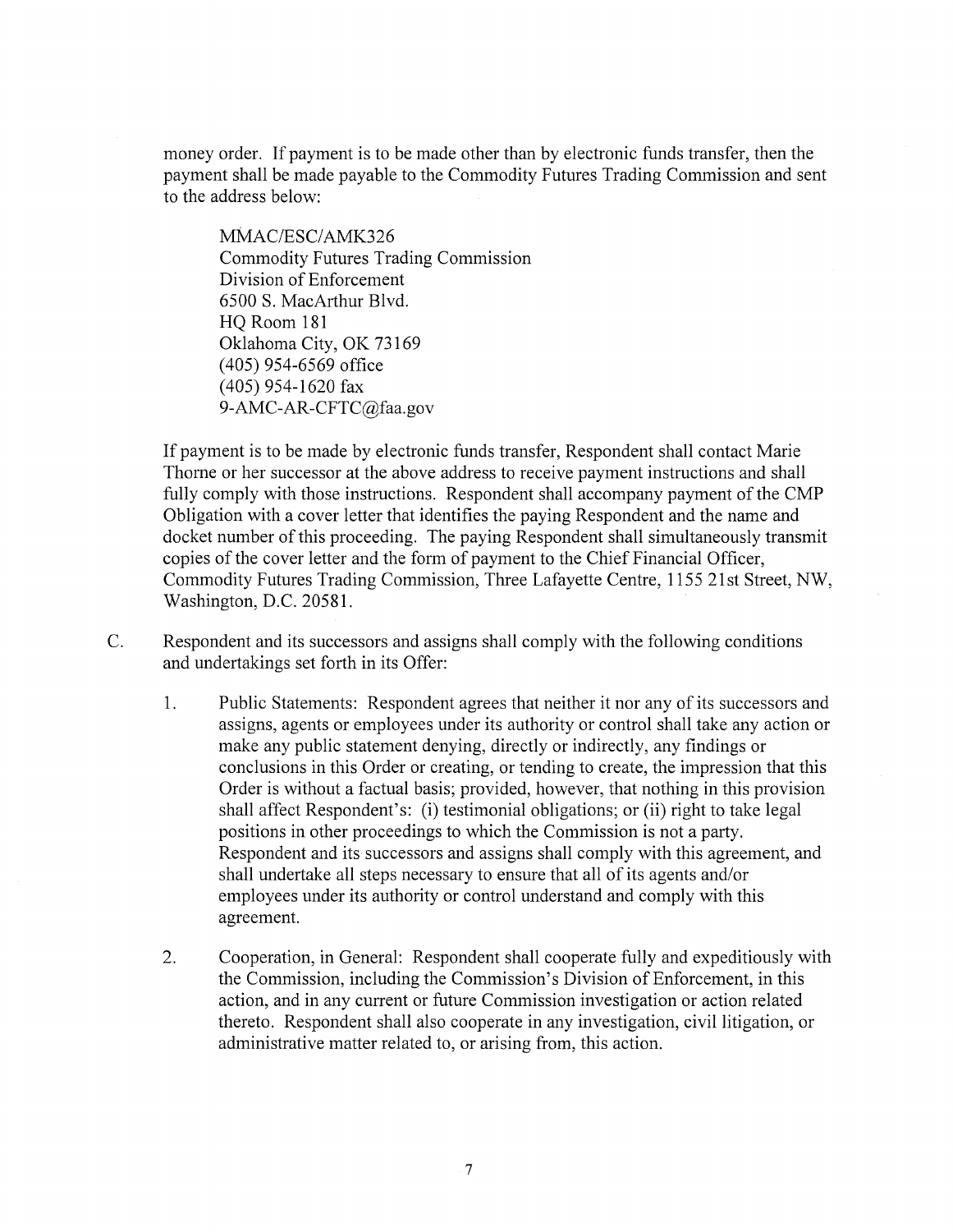money order. If payment is to be made other than by electronic funds transfer, then the payment shall be made payable to the Commodity Futures Trading Commission and sent to the address below:

> MMAC/ESC/AMK326
> Commodity Futures Trading Commission
> Division of Enforcement
> 6500 S. MacArthur Blvd.
> HQ Room 181
> Oklahoma City, OK 73169
> (405) 954-6569 office
> (405) 954-1620 fax
> 9-AMC-AR-CFTC@faa.gov

If payment is to be made by electronic funds transfer, Respondent shall contact Marie Thorne or her successor at the above address to receive payment instructions and shall fully comply with those instructions. Respondent shall accompany payment of the CMP Obligation with a cover letter that identifies the paying Respondent and the name and docket number of this proceeding. The paying Respondent shall simultaneously transmit copies of the cover letter and the form of payment to the Chief Financial Officer, Commodity Futures Trading Commission, Three Lafayette Centre, 1155 21st Street, NW, Washington, D.C. 20581.

C. Respondent and its successors and assigns shall comply with the following conditions and undertakings set forth in its Offer:

1. Public Statements: Respondent agrees that neither it nor any of its successors and assigns, agents or employees under its authority or control shall take any action or make any public statement denying, directly or indirectly, any findings or conclusions in this Order or creating, or tending to create, the impression that this Order is without a factual basis; provided, however, that nothing in this provision shall affect Respondent's: (i) testimonial obligations; or (ii) right to take legal positions in other proceedings to which the Commission is not a party. Respondent and its successors and assigns shall comply with this agreement, and shall undertake all steps necessary to ensure that all of its agents and/or employees under its authority or control understand and comply with this agreement.

2. Cooperation, in General: Respondent shall cooperate fully and expeditiously with the Commission, including the Commission's Division of Enforcement, in this action, and in any current or future Commission investigation or action related thereto. Respondent shall also cooperate in any investigation, civil litigation, or administrative matter related to, or arising from, this action.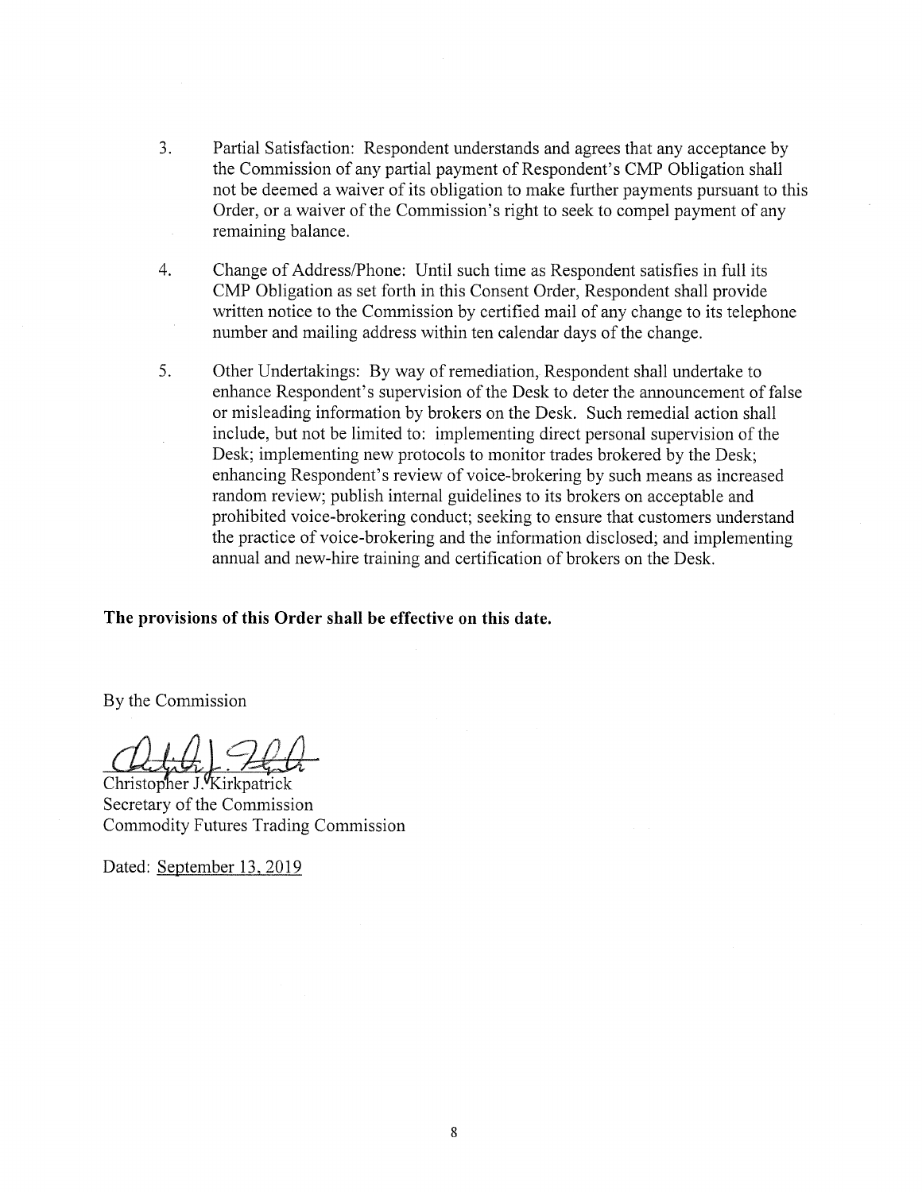3. Partial Satisfaction: Respondent understands and agrees that any acceptance by the Commission of any partial payment of Respondent's CMP Obligation shall not be deemed a waiver of its obligation to make further payments pursuant to this Order, or a waiver of the Commission's right to seek to compel payment of any remaining balance.

4. Change of Address/Phone: Until such time as Respondent satisfies in full its CMP Obligation as set forth in this Consent Order, Respondent shall provide written notice to the Commission by certified mail of any change to its telephone number and mailing address within ten calendar days of the change.

5. Other Undertakings: By way of remediation, Respondent shall undertake to enhance Respondent's supervision of the Desk to deter the announcement of false or misleading information by brokers on the Desk. Such remedial action shall include, but not be limited to: implementing direct personal supervision of the Desk; implementing new protocols to monitor trades brokered by the Desk; enhancing Respondent's review of voice-brokering by such means as increased random review; publish internal guidelines to its brokers on acceptable and prohibited voice-brokering conduct; seeking to ensure that customers understand the practice of voice-brokering and the information disclosed; and implementing annual and new-hire training and certification of brokers on the Desk.

**The provisions of this Order shall be effective on this date.**

By the Commission

Christopher J. Kirkpatrick
Secretary of the Commission
Commodity Futures Trading Commission

Dated: September 13, 2019